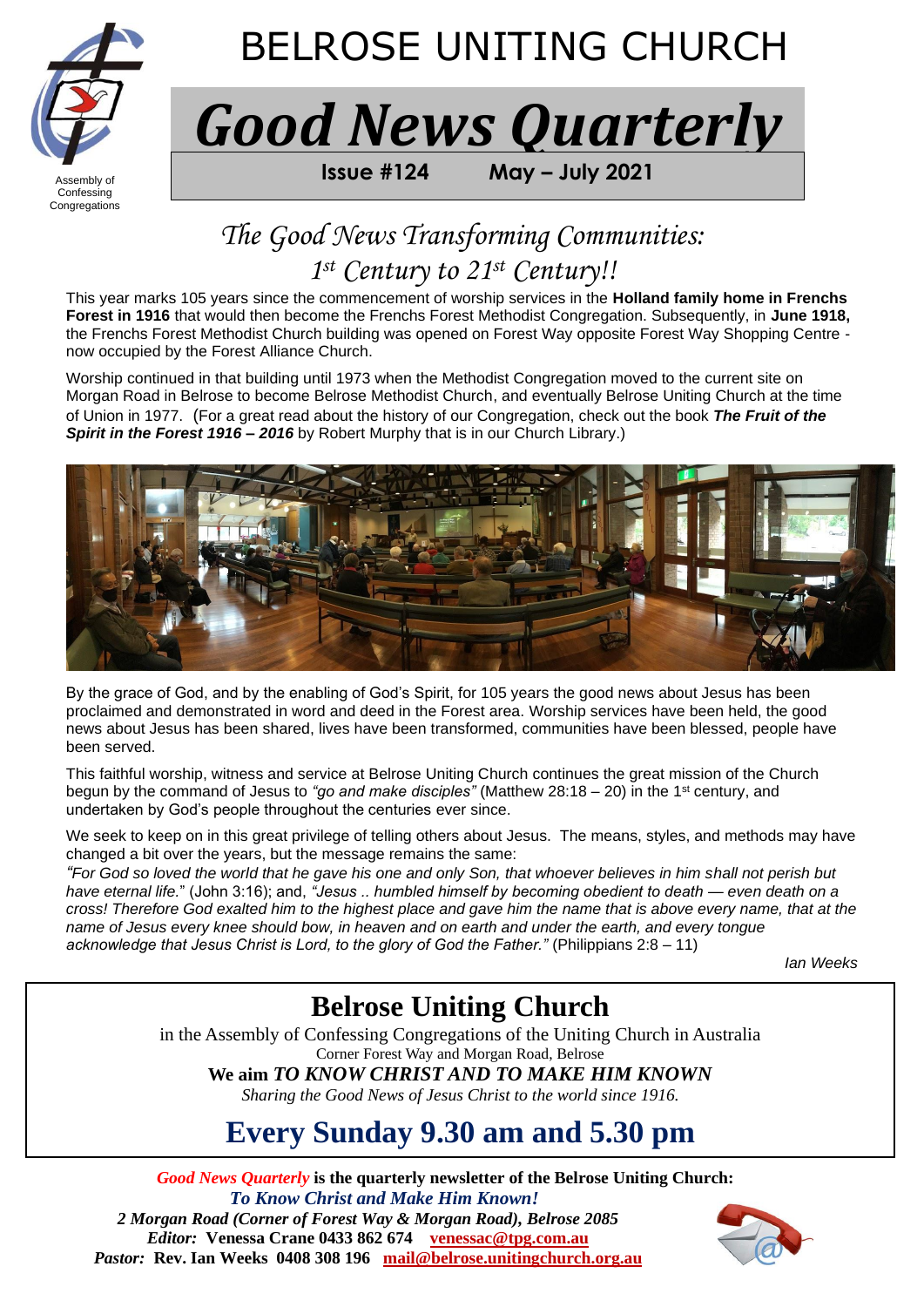Assembly of Confessing Congregations

# BELROSE UNITING CHURCH

# *Good News Quarterly*

**Issue #124 May – July 2021**

## *The Good News Transforming Communities: 1st Century to 21st Century!!*

This year marks 105 years since the commencement of worship services in the **Holland family home in Frenchs Forest in 1916** that would then become the Frenchs Forest Methodist Congregation. Subsequently, in **June 1918,** the Frenchs Forest Methodist Church building was opened on Forest Way opposite Forest Way Shopping Centre - now occupied by the Forest Alliance Church.

Worship continued in that building until 1973 when the Methodist Congregation moved to the current site on Morgan Road in Belrose to become Belrose Methodist Church, and eventually Belrose Uniting Church at the time of Union in 1977. (For a great read about the history of our Congregation, check out the book ***The Fruit of the Spirit in the Forest 1916 – 2016*** by Robert Murphy that is in our Church Library.)

By the grace of God, and by the enabling of God's Spirit, for 105 years the good news about Jesus has been proclaimed and demonstrated in word and deed in the Forest area. Worship services have been held, the good news about Jesus has been shared, lives have been transformed, communities have been blessed, people have been served.

This faithful worship, witness and service at Belrose Uniting Church continues the great mission of the Church begun by the command of Jesus to *"go and make disciples"* (Matthew 28:18 – 20) in the 1st century, and undertaken by God's people throughout the centuries ever since.

We seek to keep on in this great privilege of telling others about Jesus. The means, styles, and methods may have changed a bit over the years, but the message remains the same:
*"For God so loved the world that he gave his one and only Son, that whoever believes in him shall not perish but have eternal life.*" (John 3:16); and, *"Jesus .. humbled himself by becoming obedient to death — even death on a cross! Therefore God exalted him to the highest place and gave him the name that is above every name, that at the name of Jesus every knee should bow, in heaven and on earth and under the earth, and every tongue acknowledge that Jesus Christ is Lord, to the glory of God the Father."* (Philippians 2:8 – 11)

*Ian Weeks*

---

## Belrose Uniting Church

in the Assembly of Confessing Congregations of the Uniting Church in Australia
Corner Forest Way and Morgan Road, Belrose

**We aim *TO KNOW CHRIST AND TO MAKE HIM KNOWN***

*Sharing the Good News of Jesus Christ to the world since 1916.*

## Every Sunday 9.30 am and 5.30 pm

---

***Good News Quarterly*** **is the quarterly newsletter of the Belrose Uniting Church:**
***To Know Christ and Make Him Known!***
***2 Morgan Road (Corner of Forest Way & Morgan Road), Belrose 2085***
***Editor:*** **Venessa Crane 0433 862 674** **venessac@tpg.com.au**
***Pastor:*** **Rev. Ian Weeks 0408 308 196** **mail@belrose.unitingchurch.org.au**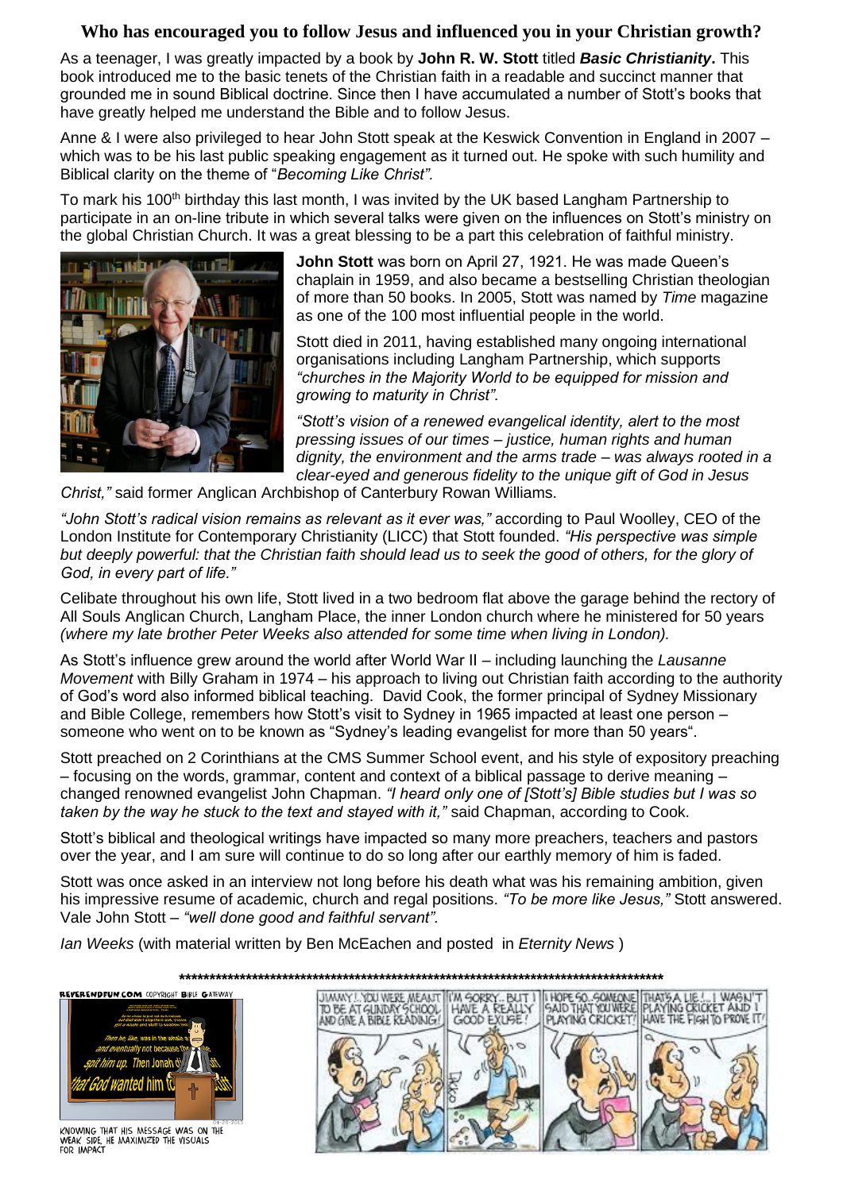## Who has encouraged you to follow Jesus and influenced you in your Christian growth?

As a teenager, I was greatly impacted by a book by **John R. W. Stott** titled ***Basic Christianity***. This book introduced me to the basic tenets of the Christian faith in a readable and succinct manner that grounded me in sound Biblical doctrine. Since then I have accumulated a number of Stott's books that have greatly helped me understand the Bible and to follow Jesus.

Anne & I were also privileged to hear John Stott speak at the Keswick Convention in England in 2007 – which was to be his last public speaking engagement as it turned out. He spoke with such humility and Biblical clarity on the theme of "*Becoming Like Christ".*

To mark his 100th birthday this last month, I was invited by the UK based Langham Partnership to participate in an on-line tribute in which several talks were given on the influences on Stott's ministry on the global Christian Church. It was a great blessing to be a part this celebration of faithful ministry.

**John Stott** was born on April 27, 1921. He was made Queen's chaplain in 1959, and also became a bestselling Christian theologian of more than 50 books. In 2005, Stott was named by *Time* magazine as one of the 100 most influential people in the world.

Stott died in 2011, having established many ongoing international organisations including Langham Partnership, which supports *"churches in the Majority World to be equipped for mission and growing to maturity in Christ".*

*"Stott's vision of a renewed evangelical identity, alert to the most pressing issues of our times – justice, human rights and human dignity, the environment and the arms trade – was always rooted in a clear-eyed and generous fidelity to the unique gift of God in Jesus Christ,"* said former Anglican Archbishop of Canterbury Rowan Williams.

*"John Stott's radical vision remains as relevant as it ever was,"* according to Paul Woolley, CEO of the London Institute for Contemporary Christianity (LICC) that Stott founded. *"His perspective was simple but deeply powerful: that the Christian faith should lead us to seek the good of others, for the glory of God, in every part of life."*

Celibate throughout his own life, Stott lived in a two bedroom flat above the garage behind the rectory of All Souls Anglican Church, Langham Place, the inner London church where he ministered for 50 years *(where my late brother Peter Weeks also attended for some time when living in London).*

As Stott's influence grew around the world after World War II – including launching the *Lausanne Movement* with Billy Graham in 1974 – his approach to living out Christian faith according to the authority of God's word also informed biblical teaching. David Cook, the former principal of Sydney Missionary and Bible College, remembers how Stott's visit to Sydney in 1965 impacted at least one person – someone who went on to be known as "Sydney's leading evangelist for more than 50 years".

Stott preached on 2 Corinthians at the CMS Summer School event, and his style of expository preaching – focusing on the words, grammar, content and context of a biblical passage to derive meaning – changed renowned evangelist John Chapman. *"I heard only one of [Stott's] Bible studies but I was so taken by the way he stuck to the text and stayed with it,"* said Chapman, according to Cook.

Stott's biblical and theological writings have impacted so many more preachers, teachers and pastors over the year, and I am sure will continue to do so long after our earthly memory of him is faded.

Stott was once asked in an interview not long before his death what was his remaining ambition, given his impressive resume of academic, church and regal positions. *"To be more like Jesus,"* Stott answered. Vale John Stott – *"well done good and faithful servant".*

*Ian Weeks* (with material written by Ben McEachen and posted in *Eternity News* )

\*\*\*\*\*\*\*\*\*\*\*\*\*\*\*\*\*\*\*\*\*\*\*\*\*\*\*\*\*\*\*\*\*\*\*\*\*\*\*\*\*\*\*\*\*\*\*\*\*\*\*\*\*\*\*\*\*\*\*\*\*\*\*\*\*\*\*\*\*\*\*\*\*\*\*\*\*\*\*\*\*\*

KNOWING THAT HIS MESSAGE WAS ON THE WEAK SIDE, HE MAXIMIZED THE VISUALS FOR IMPACT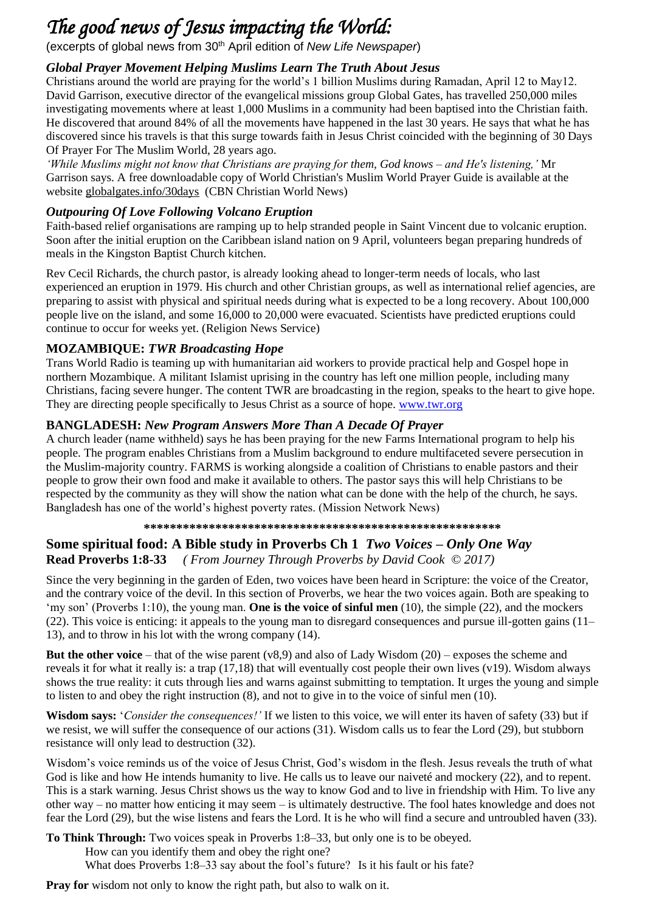# *The good news of Jesus impacting the World:*

(excerpts of global news from 30th April edition of *New Life Newspaper*)

### *Global Prayer Movement Helping Muslims Learn The Truth About Jesus*

Christians around the world are praying for the world's 1 billion Muslims during Ramadan, April 12 to May12. David Garrison, executive director of the evangelical missions group Global Gates, has travelled 250,000 miles investigating movements where at least 1,000 Muslims in a community had been baptised into the Christian faith. He discovered that around 84% of all the movements have happened in the last 30 years. He says that what he has discovered since his travels is that this surge towards faith in Jesus Christ coincided with the beginning of 30 Days Of Prayer For The Muslim World, 28 years ago.

*'While Muslims might not know that Christians are praying for them, God knows – and He's listening,'* Mr Garrison says. A free downloadable copy of World Christian's Muslim World Prayer Guide is available at the website globalgates.info/30days (CBN Christian World News)

### *Outpouring Of Love Following Volcano Eruption*

Faith-based relief organisations are ramping up to help stranded people in Saint Vincent due to volcanic eruption. Soon after the initial eruption on the Caribbean island nation on 9 April, volunteers began preparing hundreds of meals in the Kingston Baptist Church kitchen.

Rev Cecil Richards, the church pastor, is already looking ahead to longer-term needs of locals, who last experienced an eruption in 1979. His church and other Christian groups, as well as international relief agencies, are preparing to assist with physical and spiritual needs during what is expected to be a long recovery. About 100,000 people live on the island, and some 16,000 to 20,000 were evacuated. Scientists have predicted eruptions could continue to occur for weeks yet. (Religion News Service)

### **MOZAMBIQUE:** *TWR Broadcasting Hope*

Trans World Radio is teaming up with humanitarian aid workers to provide practical help and Gospel hope in northern Mozambique. A militant Islamist uprising in the country has left one million people, including many Christians, facing severe hunger. The content TWR are broadcasting in the region, speaks to the heart to give hope. They are directing people specifically to Jesus Christ as a source of hope. www.twr.org

### **BANGLADESH:** *New Program Answers More Than A Decade Of Prayer*

A church leader (name withheld) says he has been praying for the new Farms International program to help his people. The program enables Christians from a Muslim background to endure multifaceted severe persecution in the Muslim-majority country. FARMS is working alongside a coalition of Christians to enable pastors and their people to grow their own food and make it available to others. The pastor says this will help Christians to be respected by the community as they will show the nation what can be done with the help of the church, he says. Bangladesh has one of the world's highest poverty rates. (Mission Network News)

*********************************************************

## Some spiritual food: A Bible study in Proverbs Ch 1 *Two Voices – Only One Way*

**Read Proverbs 1:8-33** *( From Journey Through Proverbs by David Cook © 2017)*

Since the very beginning in the garden of Eden, two voices have been heard in Scripture: the voice of the Creator, and the contrary voice of the devil. In this section of Proverbs, we hear the two voices again. Both are speaking to 'my son' (Proverbs 1:10), the young man. **One is the voice of sinful men** (10), the simple (22), and the mockers (22). This voice is enticing: it appeals to the young man to disregard consequences and pursue ill-gotten gains (11–13), and to throw in his lot with the wrong company (14).

**But the other voice** – that of the wise parent (v8,9) and also of Lady Wisdom (20) – exposes the scheme and reveals it for what it really is: a trap (17,18) that will eventually cost people their own lives (v19). Wisdom always shows the true reality: it cuts through lies and warns against submitting to temptation. It urges the young and simple to listen to and obey the right instruction (8), and not to give in to the voice of sinful men (10).

**Wisdom says:** '*Consider the consequences!'* If we listen to this voice, we will enter its haven of safety (33) but if we resist, we will suffer the consequence of our actions (31). Wisdom calls us to fear the Lord (29), but stubborn resistance will only lead to destruction (32).

Wisdom's voice reminds us of the voice of Jesus Christ, God's wisdom in the flesh. Jesus reveals the truth of what God is like and how He intends humanity to live. He calls us to leave our naiveté and mockery (22), and to repent. This is a stark warning. Jesus Christ shows us the way to know God and to live in friendship with Him. To live any other way – no matter how enticing it may seem – is ultimately destructive. The fool hates knowledge and does not fear the Lord (29), but the wise listens and fears the Lord. It is he who will find a secure and untroubled haven (33).

**To Think Through:** Two voices speak in Proverbs 1:8–33, but only one is to be obeyed.
How can you identify them and obey the right one?
What does Proverbs 1:8–33 say about the fool's future? Is it his fault or his fate?

**Pray for** wisdom not only to know the right path, but also to walk on it.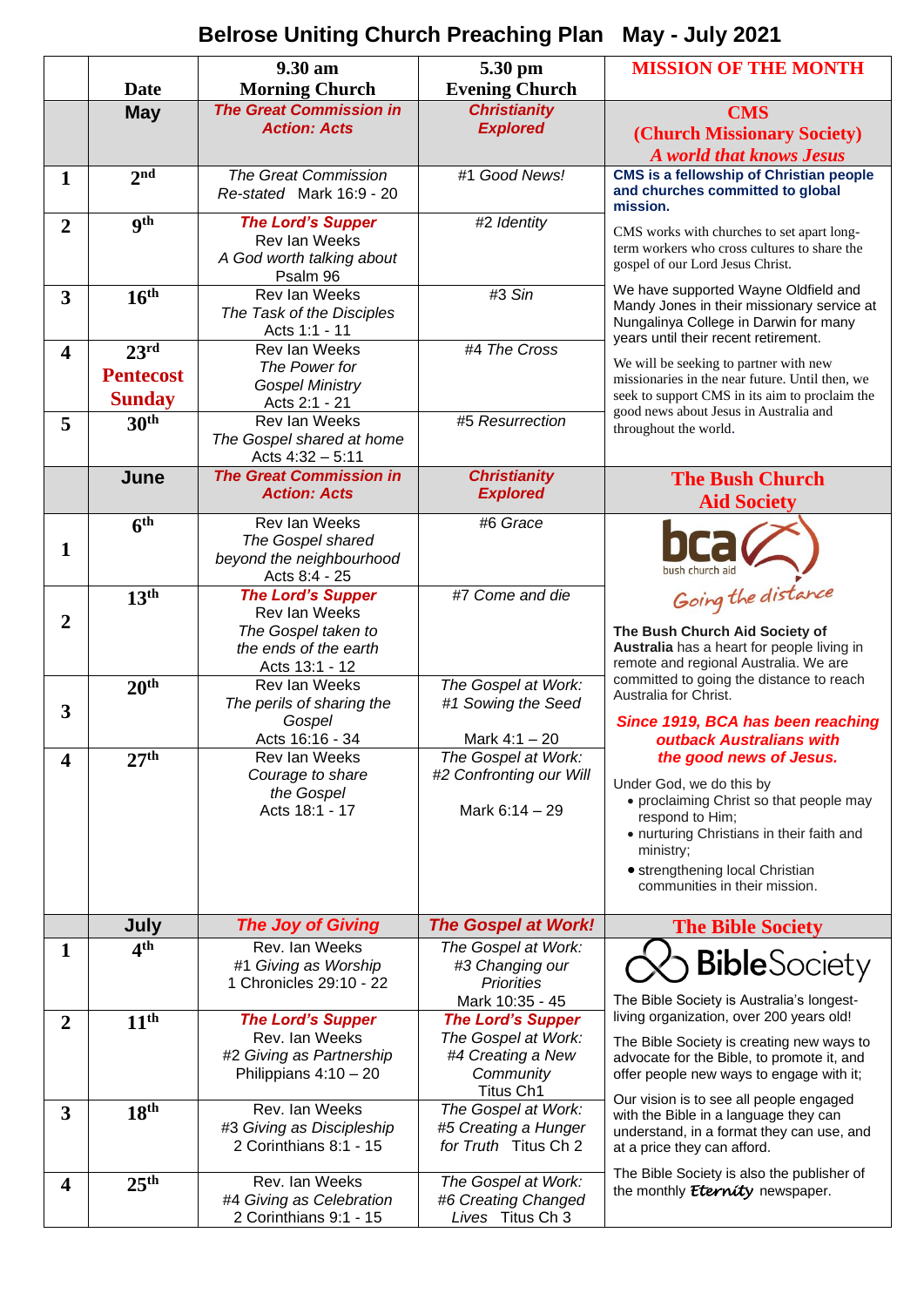# Belrose Uniting Church Preaching Plan May - July 2021

| | Date | 9.30 am Morning Church | 5.30 pm Evening Church |
|---|---|---|---|
| | **May** | ***The Great Commission in Action: Acts*** | ***Christianity Explored*** |
| 1 | 2nd | *The Great Commission Re-stated* Mark 16:9 - 20 | *#1 Good News!* |
| 2 | 9th | ***The Lord's Supper*** Rev Ian Weeks *A God worth talking about* Psalm 96 | *#2 Identity* |
| 3 | 16th | Rev Ian Weeks *The Task of the Disciples* Acts 1:1 - 11 | *#3 Sin* |
| 4 | 23rd **Pentecost Sunday** | Rev Ian Weeks *The Power for Gospel Ministry* Acts 2:1 - 21 | *#4 The Cross* |
| 5 | 30th | Rev Ian Weeks *The Gospel shared at home* Acts 4:32 – 5:11 | *#5 Resurrection* |
| | **June** | ***The Great Commission in Action: Acts*** | ***Christianity Explored*** |
| 1 | 6th | Rev Ian Weeks *The Gospel shared beyond the neighbourhood* Acts 8:4 - 25 | *#6 Grace* |
| 2 | 13th | ***The Lord's Supper*** Rev Ian Weeks *The Gospel taken to the ends of the earth* Acts 13:1 - 12 | *#7 Come and die* |
| 3 | 20th | Rev Ian Weeks *The perils of sharing the Gospel* Acts 16:16 - 34 | *The Gospel at Work: #1 Sowing the Seed* Mark 4:1 – 20 |
| 4 | 27th | Rev Ian Weeks *Courage to share the Gospel* Acts 18:1 - 17 | *The Gospel at Work: #2 Confronting our Will* Mark 6:14 – 29 |
| | **July** | ***The Joy of Giving*** | ***The Gospel at Work!*** |
| 1 | 4th | Rev. Ian Weeks *#1 Giving as Worship* 1 Chronicles 29:10 - 22 | *The Gospel at Work: #3 Changing our Priorities* Mark 10:35 - 45 |
| 2 | 11th | ***The Lord's Supper*** Rev. Ian Weeks *#2 Giving as Partnership* Philippians 4:10 – 20 | ***The Lord's Supper*** *The Gospel at Work: #4 Creating a New Community* Titus Ch1 |
| 3 | 18th | Rev. Ian Weeks *#3 Giving as Discipleship* 2 Corinthians 8:1 - 15 | *The Gospel at Work: #5 Creating a Hunger for Truth* Titus Ch 2 |
| 4 | 25th | Rev. Ian Weeks *#4 Giving as Celebration* 2 Corinthians 9:1 - 15 | *The Gospel at Work: #6 Creating Changed Lives* Titus Ch 3 |

## MISSION OF THE MONTH

### May: CMS (Church Missionary Society)

***A world that knows Jesus***

**CMS is a fellowship of Christian people and churches committed to global mission.**

CMS works with churches to set apart long-term workers who cross cultures to share the gospel of our Lord Jesus Christ.

We have supported Wayne Oldfield and Mandy Jones in their missionary service at Nungalinya College in Darwin for many years until their recent retirement.

We will be seeking to partner with new missionaries in the near future. Until then, we seek to support CMS in its aim to proclaim the good news about Jesus in Australia and throughout the world.

### June: The Bush Church Aid Society

bca bush church aid

*Going the distance*

**The Bush Church Aid Society of Australia** has a heart for people living in remote and regional Australia. We are committed to going the distance to reach Australia for Christ.

***Since 1919, BCA has been reaching outback Australians with the good news of Jesus.***

Under God, we do this by

- proclaiming Christ so that people may respond to Him;
- nurturing Christians in their faith and ministry;
- strengthening local Christian communities in their mission.

### July: The Bible Society

BibleSociety

The Bible Society is Australia's longest-living organization, over 200 years old!

The Bible Society is creating new ways to advocate for the Bible, to promote it, and offer people new ways to engage with it;

Our vision is to see all people engaged with the Bible in a language they can understand, in a format they can use, and at a price they can afford.

The Bible Society is also the publisher of the monthly *Eternity* newspaper.